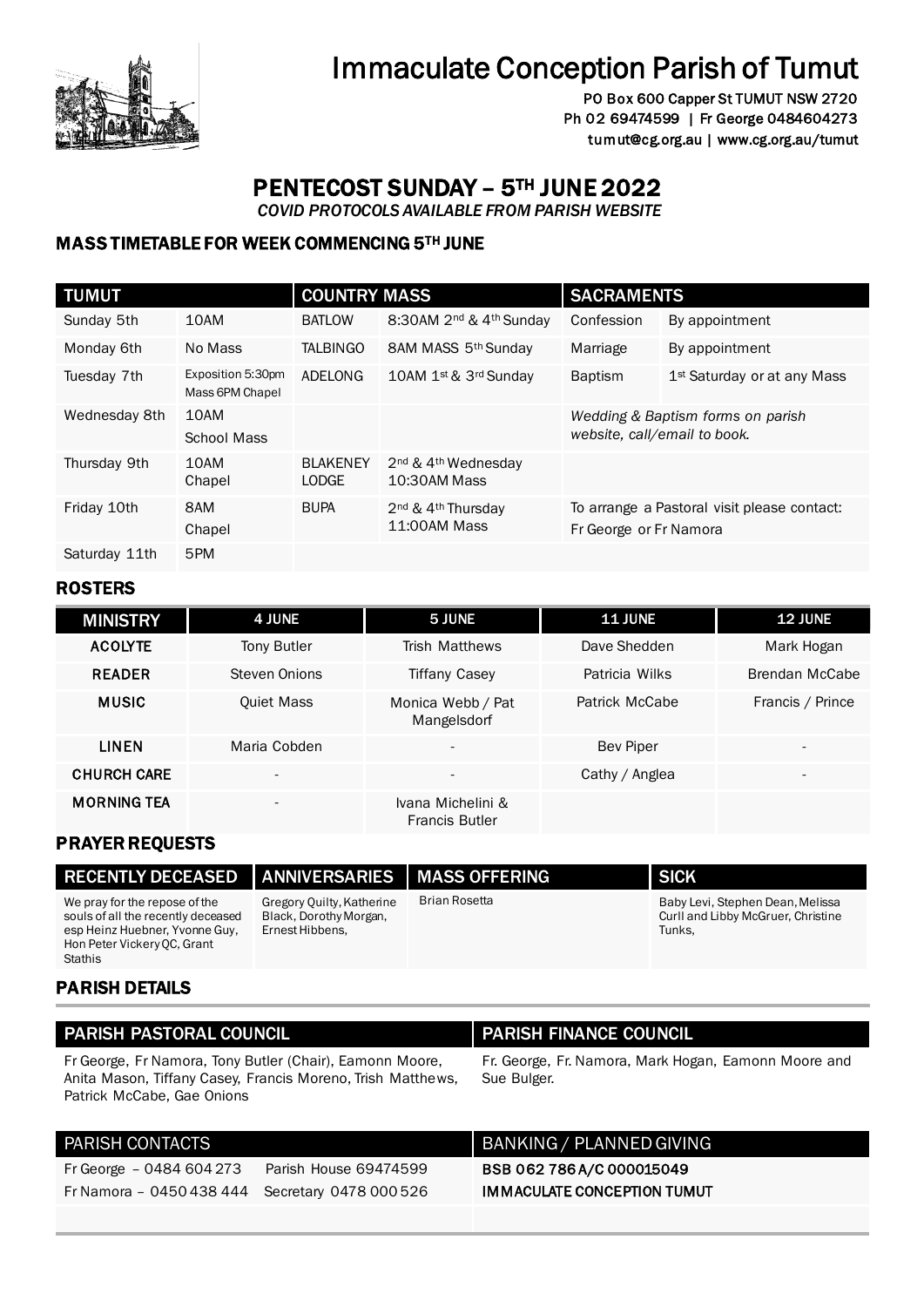# Immaculate Conception Parish of Tumut

PO Box 600 Capper St TUMUT NSW 2720
Ph 02 69474599 | Fr George 0484604273
tumut@cg.org.au | www.cg.org.au/tumut

## PENTECOST SUNDAY – 5TH JUNE 2022

*COVID PROTOCOLS AVAILABLE FROM PARISH WEBSITE*

### MASS TIMETABLE FOR WEEK COMMENCING 5TH JUNE

| TUMUT | | COUNTRY MASS | | SACRAMENTS | |
|---|---|---|---|---|---|
| Sunday 5th | 10AM | BATLOW | 8:30AM 2nd & 4th Sunday | Confession | By appointment |
| Monday 6th | No Mass | TALBINGO | 8AM MASS 5th Sunday | Marriage | By appointment |
| Tuesday 7th | Exposition 5:30pm Mass 6PM Chapel | ADELONG | 10AM 1st & 3rd Sunday | Baptism | 1st Saturday or at any Mass |
| Wednesday 8th | 10AM School Mass | | | *Wedding & Baptism forms on parish website, call/email to book.* | |
| Thursday 9th | 10AM Chapel | BLAKENEY LODGE | 2nd & 4th Wednesday 10:30AM Mass | | |
| Friday 10th | 8AM Chapel | BUPA | 2nd & 4th Thursday 11:00AM Mass | To arrange a Pastoral visit please contact: Fr George or Fr Namora | |
| Saturday 11th | 5PM | | | | |

### ROSTERS

| MINISTRY | 4 JUNE | 5 JUNE | 11 JUNE | 12 JUNE |
|---|---|---|---|---|
| ACOLYTE | Tony Butler | Trish Matthews | Dave Shedden | Mark Hogan |
| READER | Steven Onions | Tiffany Casey | Patricia Wilks | Brendan McCabe |
| MUSIC | Quiet Mass | Monica Webb / Pat Mangelsdorf | Patrick McCabe | Francis / Prince |
| LINEN | Maria Cobden | - | Bev Piper | - |
| CHURCH CARE | - | - | Cathy / Anglea | - |
| MORNING TEA | - | Ivana Michelini & Francis Butler | | |

### PRAYER REQUESTS

| RECENTLY DECEASED | ANNIVERSARIES | MASS OFFERING | SICK |
|---|---|---|---|
| We pray for the repose of the souls of all the recently deceased esp Heinz Huebner, Yvonne Guy, Hon Peter Vickery QC, Grant Stathis | Gregory Quilty, Katherine Black, Dorothy Morgan, Ernest Hibbens, | Brian Rosetta | Baby Levi, Stephen Dean, Melissa Curll and Libby McGruer, Christine Tunks, |

### PARISH DETAILS

| PARISH PASTORAL COUNCIL | PARISH FINANCE COUNCIL |
|---|---|
| Fr George, Fr Namora, Tony Butler (Chair), Eamonn Moore, Anita Mason, Tiffany Casey, Francis Moreno, Trish Matthews, Patrick McCabe, Gae Onions | Fr. George, Fr. Namora, Mark Hogan, Eamonn Moore and Sue Bulger. |

| PARISH CONTACTS | | BANKING / PLANNED GIVING |
|---|---|---|
| Fr George – 0484 604 273 | Parish House 69474599 | BSB 062 786 A/C 000015049 |
| Fr Namora – 0450 438 444 | Secretary 0478 000 526 | IMMACULATE CONCEPTION TUMUT |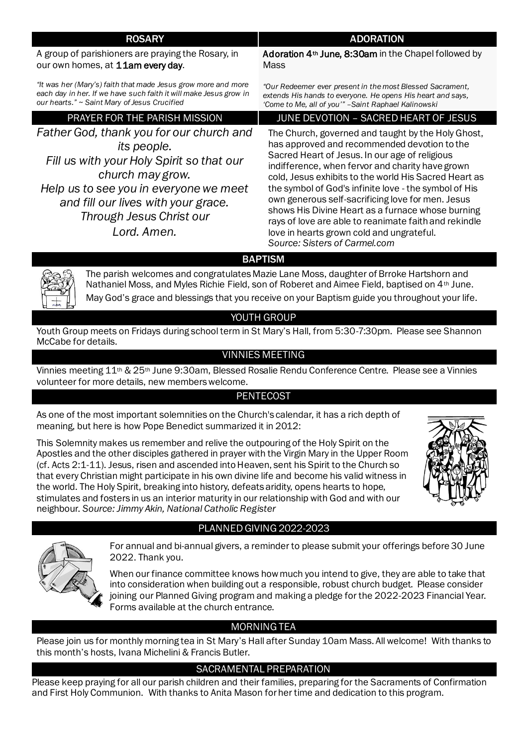## ROSARY

A group of parishioners are praying the Rosary, in our own homes, at **11am every day**.

*"It was her (Mary's) faith that made Jesus grow more and more each day in her. If we have such faith it will make Jesus grow in our hearts." ~ Saint Mary of Jesus Crucified*

## ADORATION

**Adoration 4th June, 8:30am** in the Chapel followed by Mass

*"Our Redeemer ever present in the most Blessed Sacrament, extends His hands to everyone. He opens His heart and says, 'Come to Me, all of you'" –Saint Raphael Kalinowski*

## PRAYER FOR THE PARISH MISSION

*Father God, thank you for our church and its people.*
*Fill us with your Holy Spirit so that our church may grow.*
*Help us to see you in everyone we meet and fill our lives with your grace.*
*Through Jesus Christ our Lord. Amen.*

## JUNE DEVOTION – SACRED HEART OF JESUS

The Church, governed and taught by the Holy Ghost, has approved and recommended devotion to the Sacred Heart of Jesus. In our age of religious indifference, when fervor and charity have grown cold, Jesus exhibits to the world His Sacred Heart as the symbol of God's infinite love - the symbol of His own generous self-sacrificing love for men. Jesus shows His Divine Heart as a furnace whose burning rays of love are able to reanimate faith and rekindle love in hearts grown cold and ungrateful.
*Source: Sisters of Carmel.com*

## BAPTISM

The parish welcomes and congratulates Mazie Lane Moss, daughter of Brroke Hartshorn and Nathaniel Moss, and Myles Richie Field, son of Roberet and Aimee Field, baptised on 4th June.

May God's grace and blessings that you receive on your Baptism guide you throughout your life.

## YOUTH GROUP

Youth Group meets on Fridays during school term in St Mary's Hall, from 5:30-7:30pm. Please see Shannon McCabe for details.

## VINNIES MEETING

Vinnies meeting 11th & 25th June 9:30am, Blessed Rosalie Rendu Conference Centre. Please see a Vinnies volunteer for more details, new members welcome.

## PENTECOST

As one of the most important solemnities on the Church's calendar, it has a rich depth of meaning, but here is how Pope Benedict summarized it in 2012:

This Solemnity makes us remember and relive the outpouring of the Holy Spirit on the Apostles and the other disciples gathered in prayer with the Virgin Mary in the Upper Room (cf. Acts 2:1-11). Jesus, risen and ascended into Heaven, sent his Spirit to the Church so that every Christian might participate in his own divine life and become his valid witness in the world. The Holy Spirit, breaking into history, defeats aridity, opens hearts to hope, stimulates and fosters in us an interior maturity in our relationship with God and with our neighbour. *Source: Jimmy Akin, National Catholic Register*

## PLANNED GIVING 2022-2023

For annual and bi-annual givers, a reminder to please submit your offerings before 30 June 2022. Thank you.

When our finance committee knows how much you intend to give, they are able to take that into consideration when building out a responsible, robust church budget. Please consider joining our Planned Giving program and making a pledge for the 2022-2023 Financial Year. Forms available at the church entrance.

## MORNING TEA

Please join us for monthly morning tea in St Mary's Hall after Sunday 10am Mass. All welcome! With thanks to this month's hosts, Ivana Michelini & Francis Butler.

## SACRAMENTAL PREPARATION

Please keep praying for all our parish children and their families, preparing for the Sacraments of Confirmation and First Holy Communion. With thanks to Anita Mason for her time and dedication to this program.